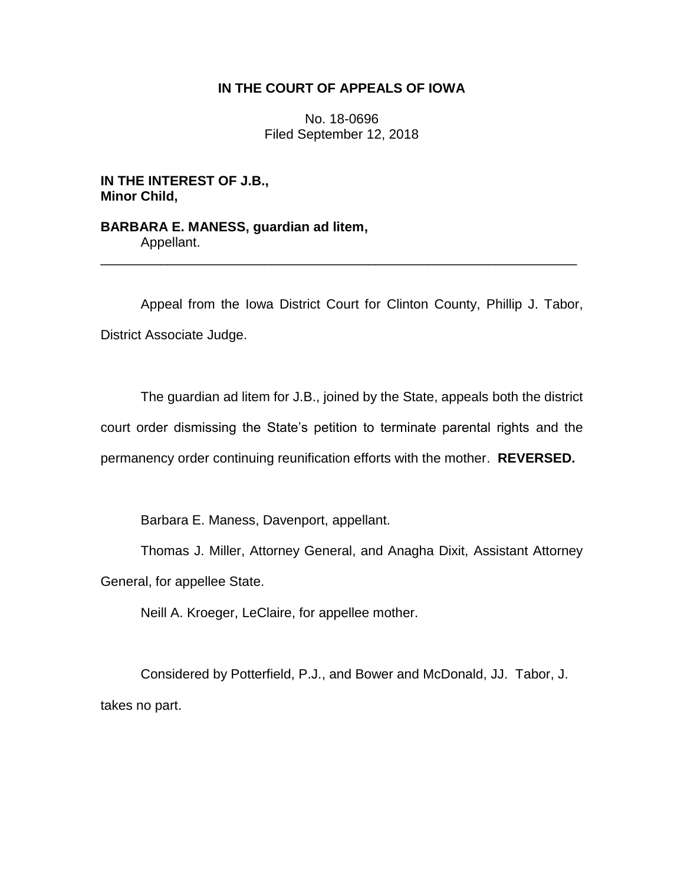**IN THE COURT OF APPEALS OF IOWA**

No. 18-0696
Filed September 12, 2018

**IN THE INTEREST OF J.B.,**
**Minor Child,**

**BARBARA E. MANESS, guardian ad litem,**
Appellant.

---

Appeal from the Iowa District Court for Clinton County, Phillip J. Tabor, District Associate Judge.

The guardian ad litem for J.B., joined by the State, appeals both the district court order dismissing the State's petition to terminate parental rights and the permanency order continuing reunification efforts with the mother. **REVERSED.**

Barbara E. Maness, Davenport, appellant.

Thomas J. Miller, Attorney General, and Anagha Dixit, Assistant Attorney General, for appellee State.

Neill A. Kroeger, LeClaire, for appellee mother.

Considered by Potterfield, P.J., and Bower and McDonald, JJ. Tabor, J. takes no part.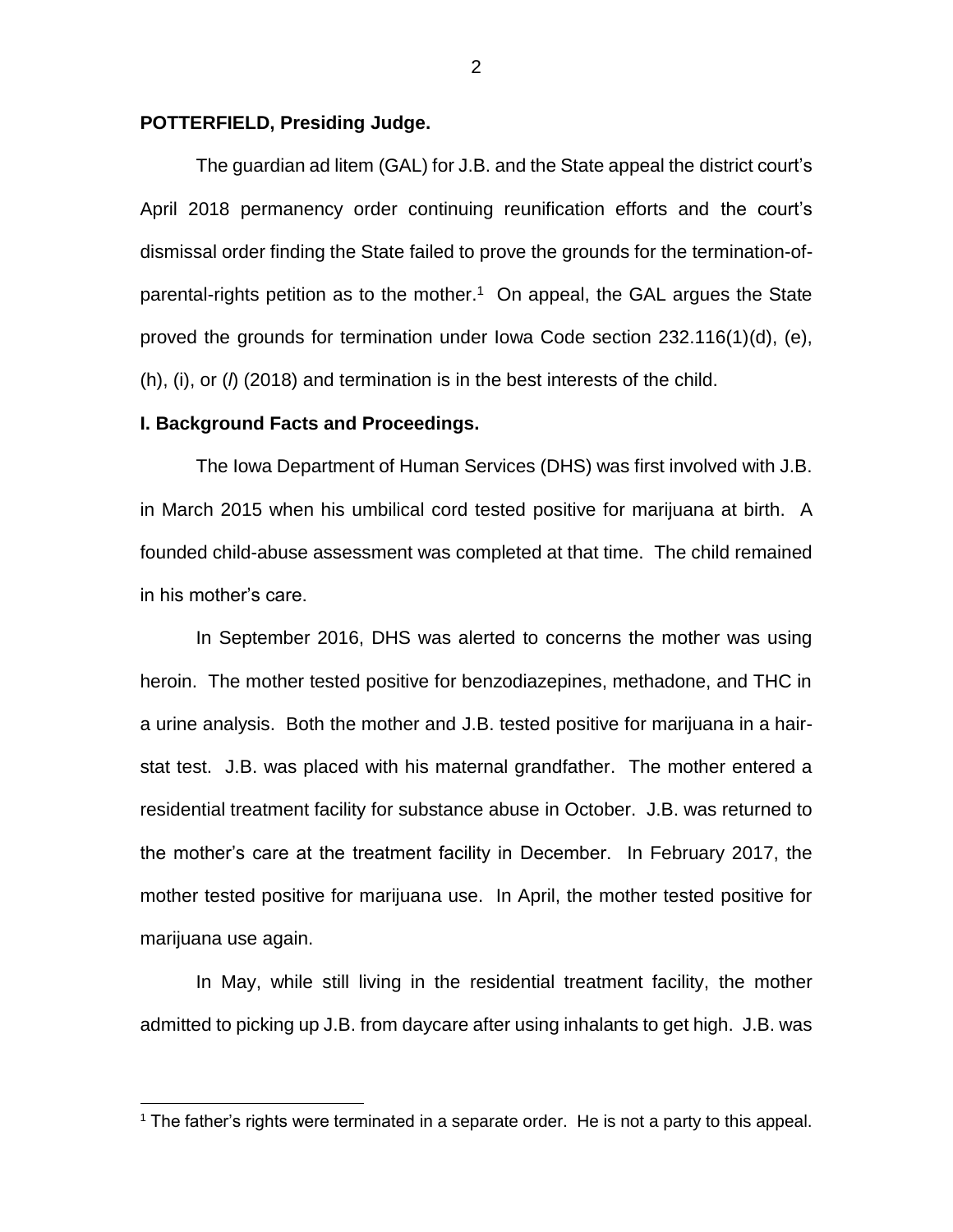**POTTERFIELD, Presiding Judge.**

The guardian ad litem (GAL) for J.B. and the State appeal the district court's April 2018 permanency order continuing reunification efforts and the court's dismissal order finding the State failed to prove the grounds for the termination-of-parental-rights petition as to the mother.[1] On appeal, the GAL argues the State proved the grounds for termination under Iowa Code section 232.116(1)(d), (e), (h), (i), or (*l*) (2018) and termination is in the best interests of the child.

**I. Background Facts and Proceedings.**

The Iowa Department of Human Services (DHS) was first involved with J.B. in March 2015 when his umbilical cord tested positive for marijuana at birth. A founded child-abuse assessment was completed at that time. The child remained in his mother's care.

In September 2016, DHS was alerted to concerns the mother was using heroin. The mother tested positive for benzodiazepines, methadone, and THC in a urine analysis. Both the mother and J.B. tested positive for marijuana in a hair-stat test. J.B. was placed with his maternal grandfather. The mother entered a residential treatment facility for substance abuse in October. J.B. was returned to the mother's care at the treatment facility in December. In February 2017, the mother tested positive for marijuana use. In April, the mother tested positive for marijuana use again.

In May, while still living in the residential treatment facility, the mother admitted to picking up J.B. from daycare after using inhalants to get high. J.B. was

[1] The father's rights were terminated in a separate order. He is not a party to this appeal.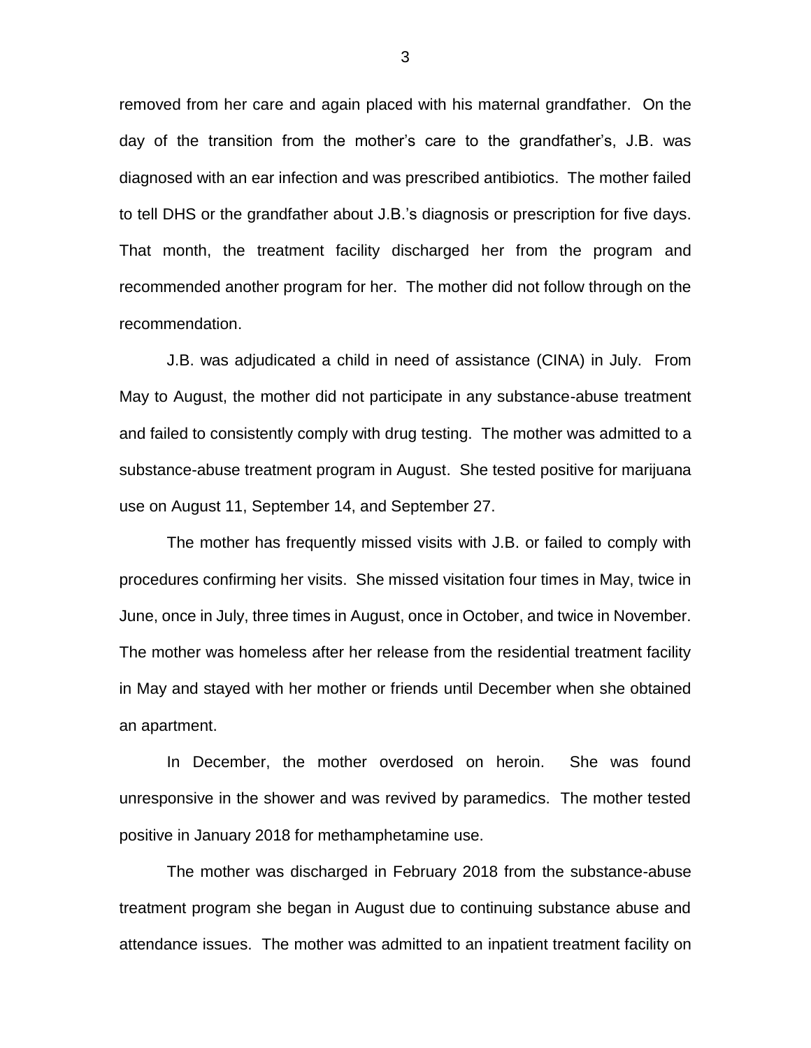removed from her care and again placed with his maternal grandfather. On the day of the transition from the mother's care to the grandfather's, J.B. was diagnosed with an ear infection and was prescribed antibiotics. The mother failed to tell DHS or the grandfather about J.B.'s diagnosis or prescription for five days. That month, the treatment facility discharged her from the program and recommended another program for her. The mother did not follow through on the recommendation.

J.B. was adjudicated a child in need of assistance (CINA) in July. From May to August, the mother did not participate in any substance-abuse treatment and failed to consistently comply with drug testing. The mother was admitted to a substance-abuse treatment program in August. She tested positive for marijuana use on August 11, September 14, and September 27.

The mother has frequently missed visits with J.B. or failed to comply with procedures confirming her visits. She missed visitation four times in May, twice in June, once in July, three times in August, once in October, and twice in November. The mother was homeless after her release from the residential treatment facility in May and stayed with her mother or friends until December when she obtained an apartment.

In December, the mother overdosed on heroin. She was found unresponsive in the shower and was revived by paramedics. The mother tested positive in January 2018 for methamphetamine use.

The mother was discharged in February 2018 from the substance-abuse treatment program she began in August due to continuing substance abuse and attendance issues. The mother was admitted to an inpatient treatment facility on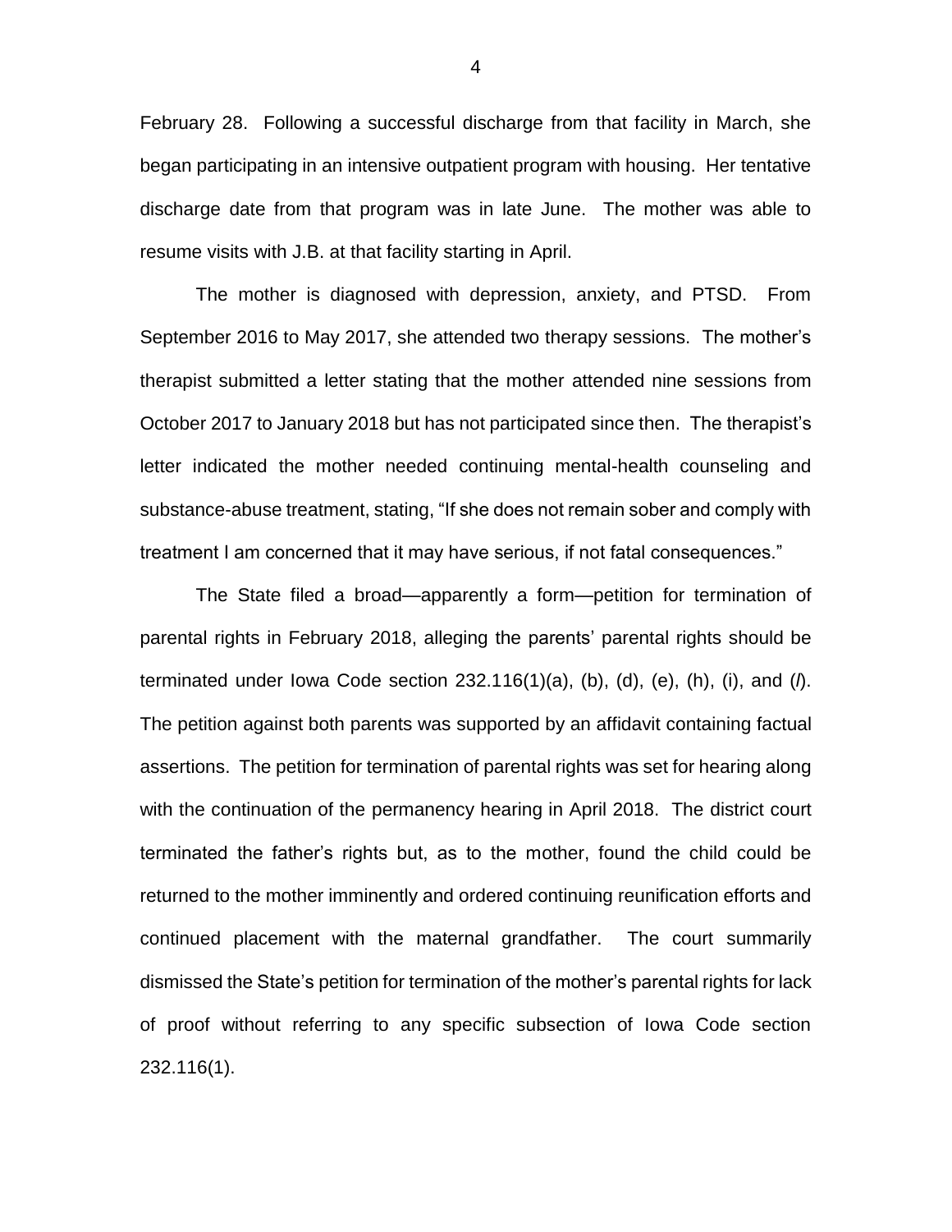February 28. Following a successful discharge from that facility in March, she began participating in an intensive outpatient program with housing. Her tentative discharge date from that program was in late June. The mother was able to resume visits with J.B. at that facility starting in April.

The mother is diagnosed with depression, anxiety, and PTSD. From September 2016 to May 2017, she attended two therapy sessions. The mother's therapist submitted a letter stating that the mother attended nine sessions from October 2017 to January 2018 but has not participated since then. The therapist's letter indicated the mother needed continuing mental-health counseling and substance-abuse treatment, stating, "If she does not remain sober and comply with treatment I am concerned that it may have serious, if not fatal consequences."

The State filed a broad—apparently a form—petition for termination of parental rights in February 2018, alleging the parents' parental rights should be terminated under Iowa Code section 232.116(1)(a), (b), (d), (e), (h), (i), and (*l*). The petition against both parents was supported by an affidavit containing factual assertions. The petition for termination of parental rights was set for hearing along with the continuation of the permanency hearing in April 2018. The district court terminated the father's rights but, as to the mother, found the child could be returned to the mother imminently and ordered continuing reunification efforts and continued placement with the maternal grandfather. The court summarily dismissed the State's petition for termination of the mother's parental rights for lack of proof without referring to any specific subsection of Iowa Code section 232.116(1).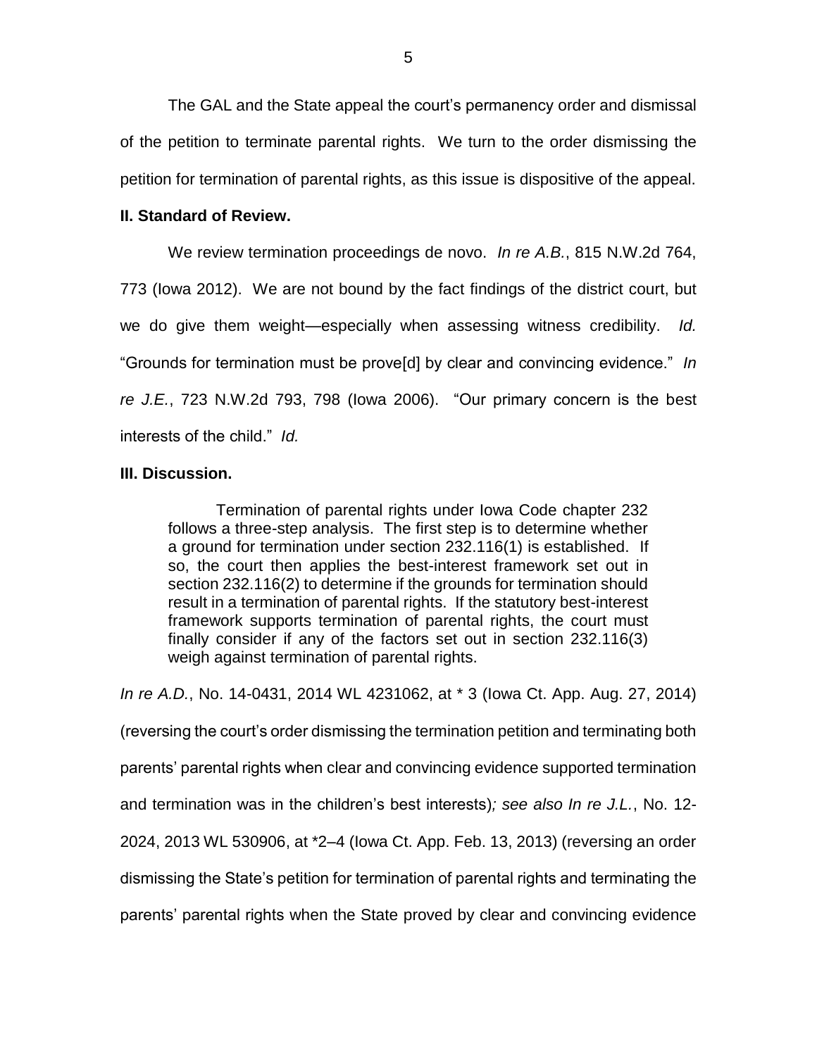The GAL and the State appeal the court's permanency order and dismissal of the petition to terminate parental rights. We turn to the order dismissing the petition for termination of parental rights, as this issue is dispositive of the appeal.

**II. Standard of Review.**

We review termination proceedings de novo. *In re A.B.*, 815 N.W.2d 764, 773 (Iowa 2012). We are not bound by the fact findings of the district court, but we do give them weight—especially when assessing witness credibility. *Id.* "Grounds for termination must be prove[d] by clear and convincing evidence." *In re J.E.*, 723 N.W.2d 793, 798 (Iowa 2006). "Our primary concern is the best interests of the child." *Id.*

**III. Discussion.**

> Termination of parental rights under Iowa Code chapter 232 follows a three-step analysis. The first step is to determine whether a ground for termination under section 232.116(1) is established. If so, the court then applies the best-interest framework set out in section 232.116(2) to determine if the grounds for termination should result in a termination of parental rights. If the statutory best-interest framework supports termination of parental rights, the court must finally consider if any of the factors set out in section 232.116(3) weigh against termination of parental rights.

*In re A.D.*, No. 14-0431, 2014 WL 4231062, at * 3 (Iowa Ct. App. Aug. 27, 2014) (reversing the court's order dismissing the termination petition and terminating both parents' parental rights when clear and convincing evidence supported termination and termination was in the children's best interests)*; see also In re J.L.*, No. 12-2024, 2013 WL 530906, at *2–4 (Iowa Ct. App. Feb. 13, 2013) (reversing an order dismissing the State's petition for termination of parental rights and terminating the parents' parental rights when the State proved by clear and convincing evidence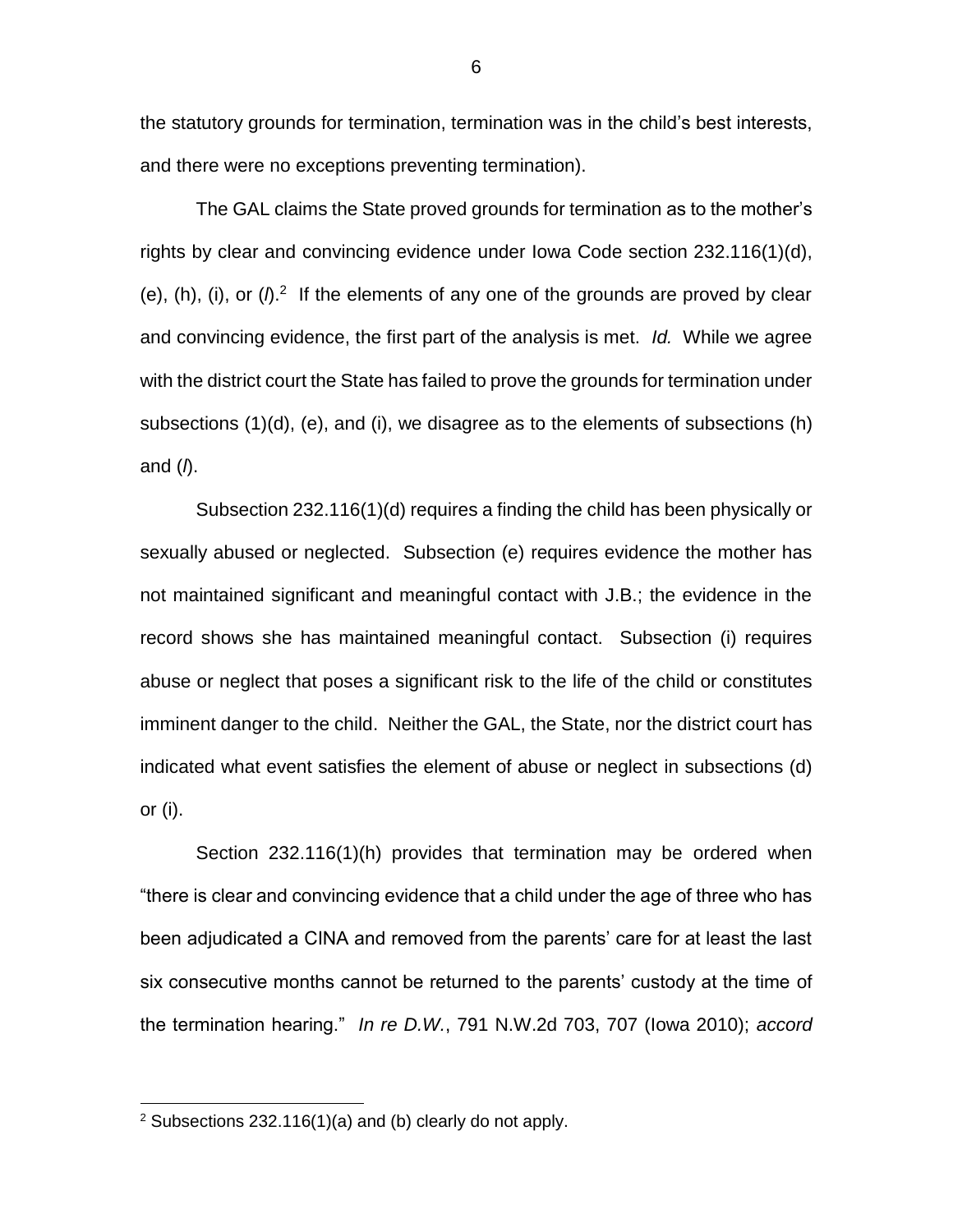the statutory grounds for termination, termination was in the child's best interests, and there were no exceptions preventing termination).

The GAL claims the State proved grounds for termination as to the mother's rights by clear and convincing evidence under Iowa Code section 232.116(1)(d), (e), (h), (i), or (*l*).[2] If the elements of any one of the grounds are proved by clear and convincing evidence, the first part of the analysis is met. *Id.* While we agree with the district court the State has failed to prove the grounds for termination under subsections (1)(d), (e), and (i), we disagree as to the elements of subsections (h) and (*l*).

Subsection 232.116(1)(d) requires a finding the child has been physically or sexually abused or neglected. Subsection (e) requires evidence the mother has not maintained significant and meaningful contact with J.B.; the evidence in the record shows she has maintained meaningful contact. Subsection (i) requires abuse or neglect that poses a significant risk to the life of the child or constitutes imminent danger to the child. Neither the GAL, the State, nor the district court has indicated what event satisfies the element of abuse or neglect in subsections (d) or (i).

Section 232.116(1)(h) provides that termination may be ordered when "there is clear and convincing evidence that a child under the age of three who has been adjudicated a CINA and removed from the parents' care for at least the last six consecutive months cannot be returned to the parents' custody at the time of the termination hearing." *In re D.W.*, 791 N.W.2d 703, 707 (Iowa 2010); *accord*

[2] Subsections 232.116(1)(a) and (b) clearly do not apply.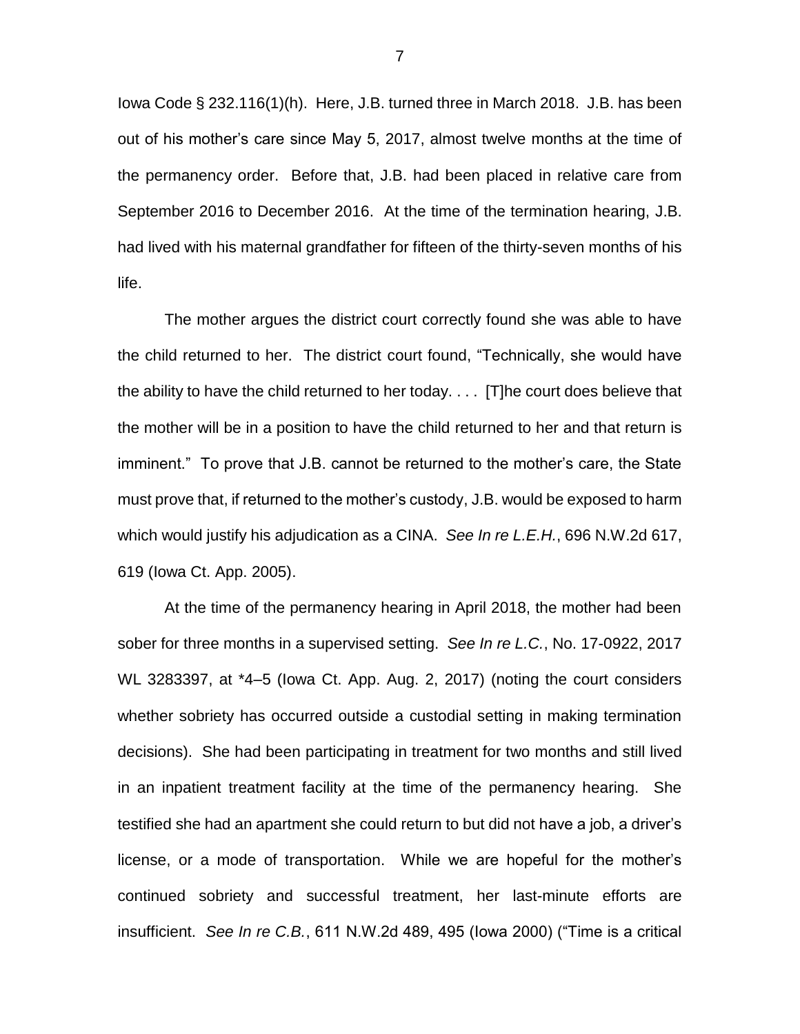Iowa Code § 232.116(1)(h). Here, J.B. turned three in March 2018. J.B. has been out of his mother's care since May 5, 2017, almost twelve months at the time of the permanency order. Before that, J.B. had been placed in relative care from September 2016 to December 2016. At the time of the termination hearing, J.B. had lived with his maternal grandfather for fifteen of the thirty-seven months of his life.

The mother argues the district court correctly found she was able to have the child returned to her. The district court found, "Technically, she would have the ability to have the child returned to her today. . . . [T]he court does believe that the mother will be in a position to have the child returned to her and that return is imminent." To prove that J.B. cannot be returned to the mother's care, the State must prove that, if returned to the mother's custody, J.B. would be exposed to harm which would justify his adjudication as a CINA. *See In re L.E.H.*, 696 N.W.2d 617, 619 (Iowa Ct. App. 2005).

At the time of the permanency hearing in April 2018, the mother had been sober for three months in a supervised setting. *See In re L.C.*, No. 17-0922, 2017 WL 3283397, at *4–5 (Iowa Ct. App. Aug. 2, 2017) (noting the court considers whether sobriety has occurred outside a custodial setting in making termination decisions). She had been participating in treatment for two months and still lived in an inpatient treatment facility at the time of the permanency hearing. She testified she had an apartment she could return to but did not have a job, a driver's license, or a mode of transportation. While we are hopeful for the mother's continued sobriety and successful treatment, her last-minute efforts are insufficient. *See In re C.B.*, 611 N.W.2d 489, 495 (Iowa 2000) ("Time is a critical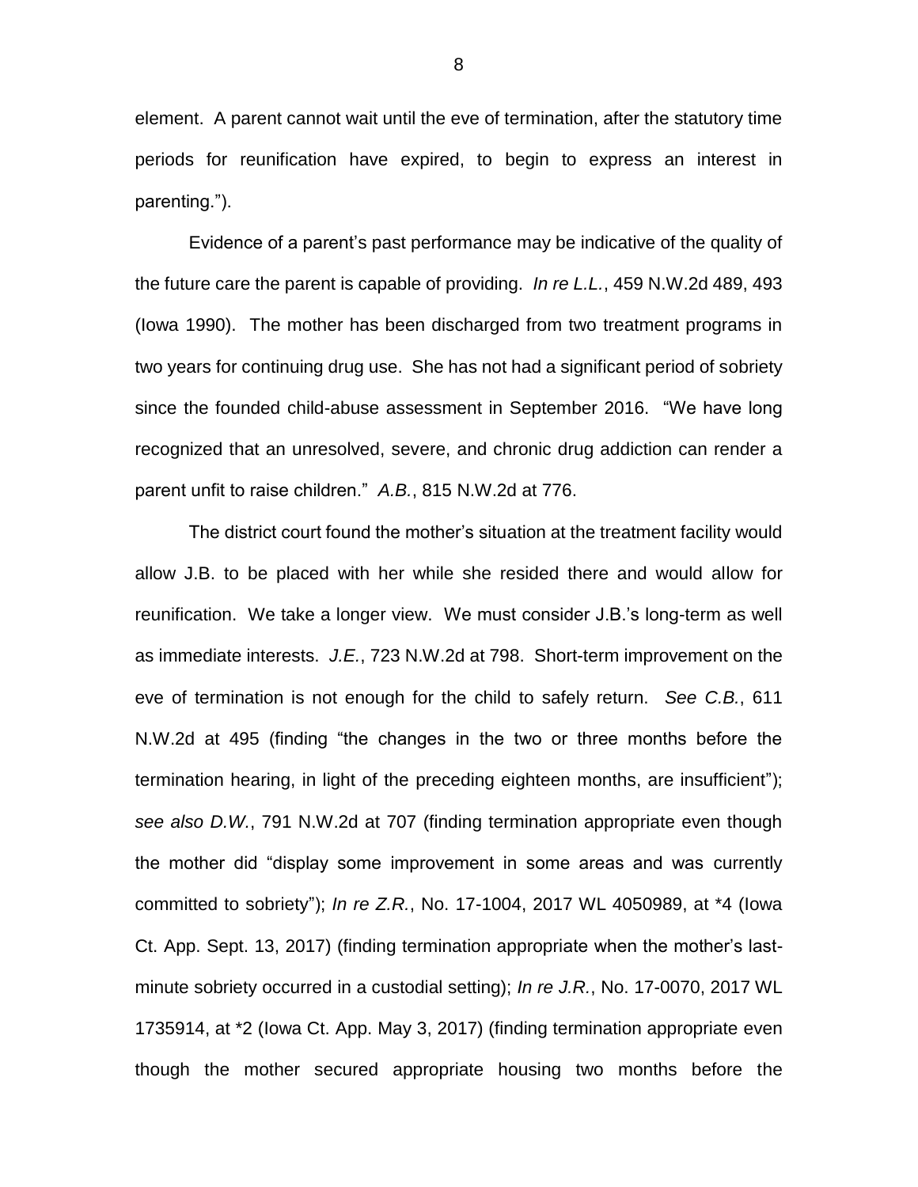element. A parent cannot wait until the eve of termination, after the statutory time periods for reunification have expired, to begin to express an interest in parenting.").

Evidence of a parent's past performance may be indicative of the quality of the future care the parent is capable of providing. *In re L.L.*, 459 N.W.2d 489, 493 (Iowa 1990). The mother has been discharged from two treatment programs in two years for continuing drug use. She has not had a significant period of sobriety since the founded child-abuse assessment in September 2016. "We have long recognized that an unresolved, severe, and chronic drug addiction can render a parent unfit to raise children." *A.B.*, 815 N.W.2d at 776.

The district court found the mother's situation at the treatment facility would allow J.B. to be placed with her while she resided there and would allow for reunification. We take a longer view. We must consider J.B.'s long-term as well as immediate interests. *J.E.*, 723 N.W.2d at 798. Short-term improvement on the eve of termination is not enough for the child to safely return. *See C.B.*, 611 N.W.2d at 495 (finding "the changes in the two or three months before the termination hearing, in light of the preceding eighteen months, are insufficient"); *see also D.W.*, 791 N.W.2d at 707 (finding termination appropriate even though the mother did "display some improvement in some areas and was currently committed to sobriety"); *In re Z.R.*, No. 17-1004, 2017 WL 4050989, at *4 (Iowa Ct. App. Sept. 13, 2017) (finding termination appropriate when the mother's last-minute sobriety occurred in a custodial setting); *In re J.R.*, No. 17-0070, 2017 WL 1735914, at *2 (Iowa Ct. App. May 3, 2017) (finding termination appropriate even though the mother secured appropriate housing two months before the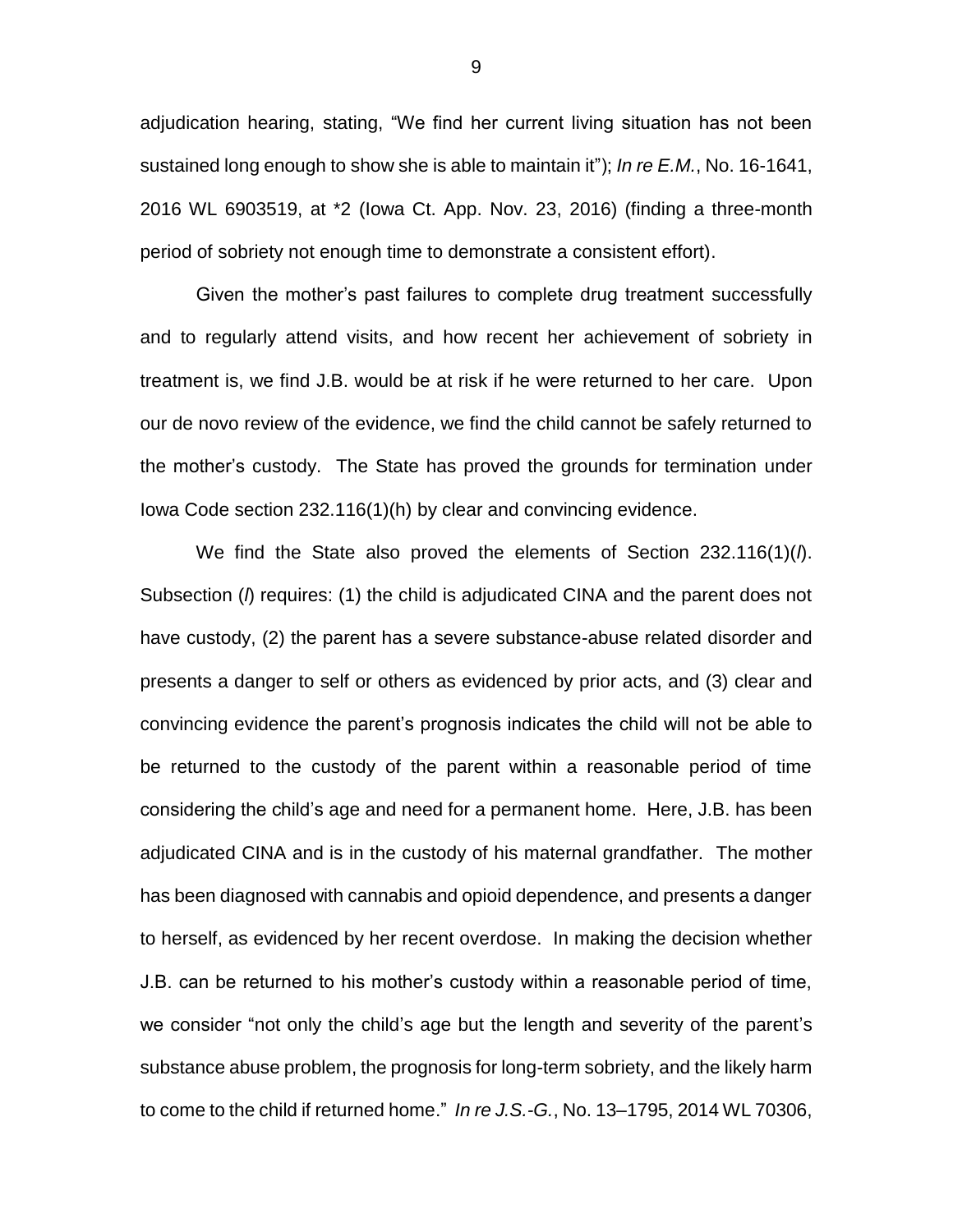adjudication hearing, stating, "We find her current living situation has not been sustained long enough to show she is able to maintain it"); *In re E.M.*, No. 16-1641, 2016 WL 6903519, at *2 (Iowa Ct. App. Nov. 23, 2016) (finding a three-month period of sobriety not enough time to demonstrate a consistent effort).

Given the mother's past failures to complete drug treatment successfully and to regularly attend visits, and how recent her achievement of sobriety in treatment is, we find J.B. would be at risk if he were returned to her care. Upon our de novo review of the evidence, we find the child cannot be safely returned to the mother's custody. The State has proved the grounds for termination under Iowa Code section 232.116(1)(h) by clear and convincing evidence.

We find the State also proved the elements of Section 232.116(1)(*l*). Subsection (*l*) requires: (1) the child is adjudicated CINA and the parent does not have custody, (2) the parent has a severe substance-abuse related disorder and presents a danger to self or others as evidenced by prior acts, and (3) clear and convincing evidence the parent's prognosis indicates the child will not be able to be returned to the custody of the parent within a reasonable period of time considering the child's age and need for a permanent home. Here, J.B. has been adjudicated CINA and is in the custody of his maternal grandfather. The mother has been diagnosed with cannabis and opioid dependence, and presents a danger to herself, as evidenced by her recent overdose. In making the decision whether J.B. can be returned to his mother's custody within a reasonable period of time, we consider "not only the child's age but the length and severity of the parent's substance abuse problem, the prognosis for long-term sobriety, and the likely harm to come to the child if returned home." *In re J.S.-G.*, No. 13–1795, 2014 WL 70306,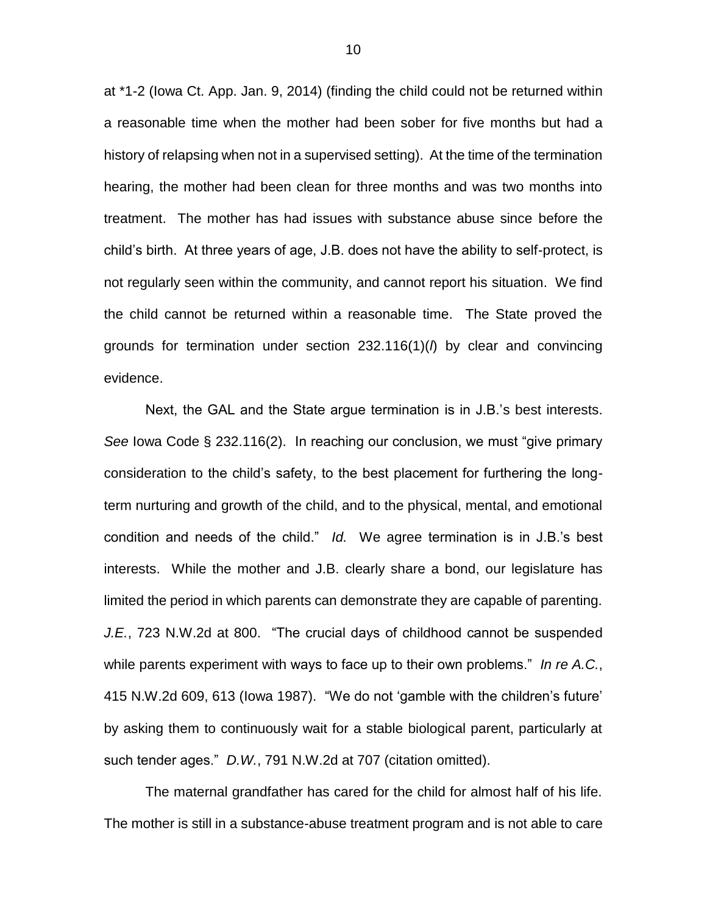at *1-2 (Iowa Ct. App. Jan. 9, 2014) (finding the child could not be returned within a reasonable time when the mother had been sober for five months but had a history of relapsing when not in a supervised setting). At the time of the termination hearing, the mother had been clean for three months and was two months into treatment. The mother has had issues with substance abuse since before the child's birth. At three years of age, J.B. does not have the ability to self-protect, is not regularly seen within the community, and cannot report his situation. We find the child cannot be returned within a reasonable time. The State proved the grounds for termination under section 232.116(1)(*l*) by clear and convincing evidence.

Next, the GAL and the State argue termination is in J.B.'s best interests. *See* Iowa Code § 232.116(2). In reaching our conclusion, we must "give primary consideration to the child's safety, to the best placement for furthering the long-term nurturing and growth of the child, and to the physical, mental, and emotional condition and needs of the child." *Id.* We agree termination is in J.B.'s best interests. While the mother and J.B. clearly share a bond, our legislature has limited the period in which parents can demonstrate they are capable of parenting. *J.E.*, 723 N.W.2d at 800. "The crucial days of childhood cannot be suspended while parents experiment with ways to face up to their own problems." *In re A.C.*, 415 N.W.2d 609, 613 (Iowa 1987). "We do not 'gamble with the children's future' by asking them to continuously wait for a stable biological parent, particularly at such tender ages." *D.W.*, 791 N.W.2d at 707 (citation omitted).

The maternal grandfather has cared for the child for almost half of his life. The mother is still in a substance-abuse treatment program and is not able to care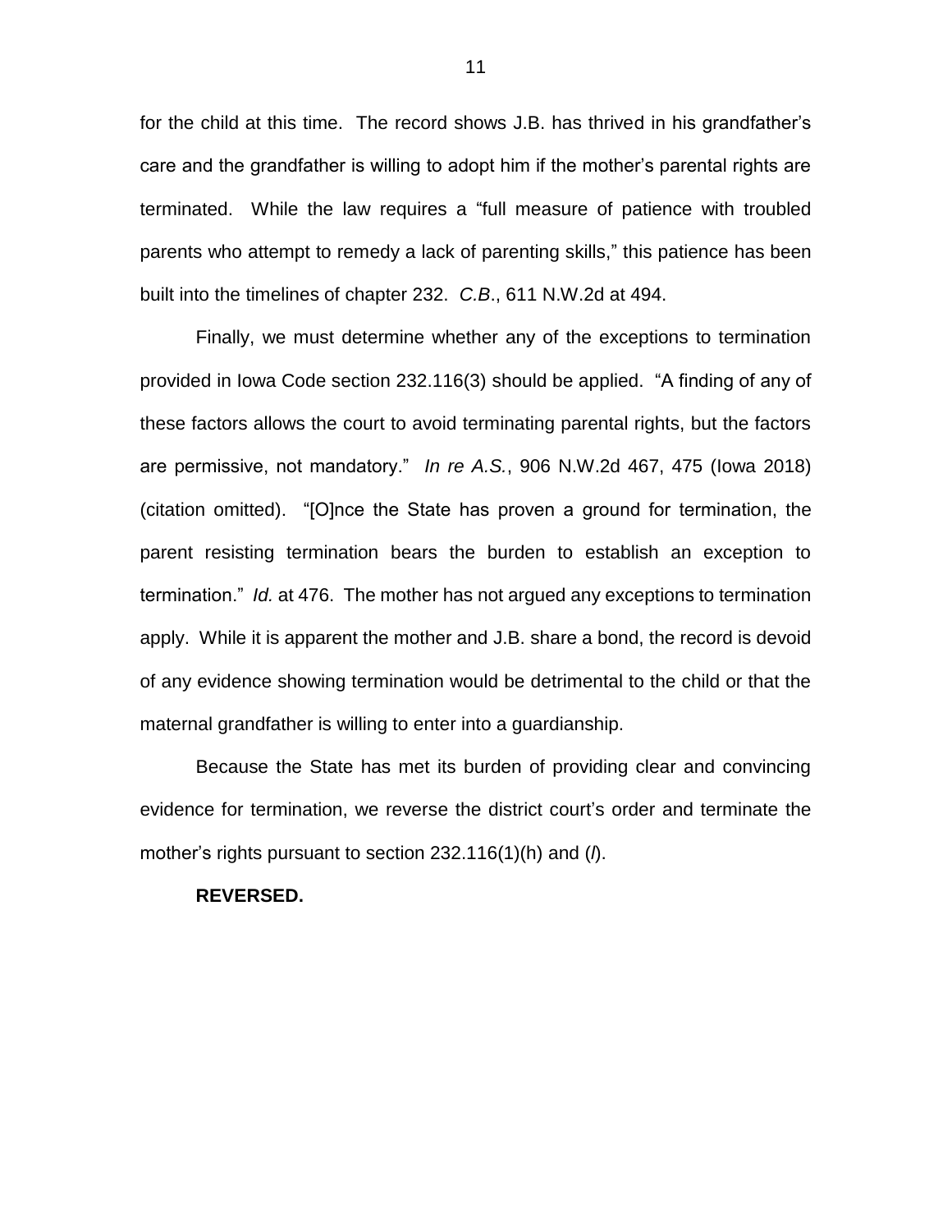for the child at this time. The record shows J.B. has thrived in his grandfather's care and the grandfather is willing to adopt him if the mother's parental rights are terminated. While the law requires a "full measure of patience with troubled parents who attempt to remedy a lack of parenting skills," this patience has been built into the timelines of chapter 232. *C.B*., 611 N.W.2d at 494.

Finally, we must determine whether any of the exceptions to termination provided in Iowa Code section 232.116(3) should be applied. "A finding of any of these factors allows the court to avoid terminating parental rights, but the factors are permissive, not mandatory." *In re A.S.*, 906 N.W.2d 467, 475 (Iowa 2018) (citation omitted). "[O]nce the State has proven a ground for termination, the parent resisting termination bears the burden to establish an exception to termination." *Id.* at 476. The mother has not argued any exceptions to termination apply. While it is apparent the mother and J.B. share a bond, the record is devoid of any evidence showing termination would be detrimental to the child or that the maternal grandfather is willing to enter into a guardianship.

Because the State has met its burden of providing clear and convincing evidence for termination, we reverse the district court's order and terminate the mother's rights pursuant to section 232.116(1)(h) and (*l*).

**REVERSED.**